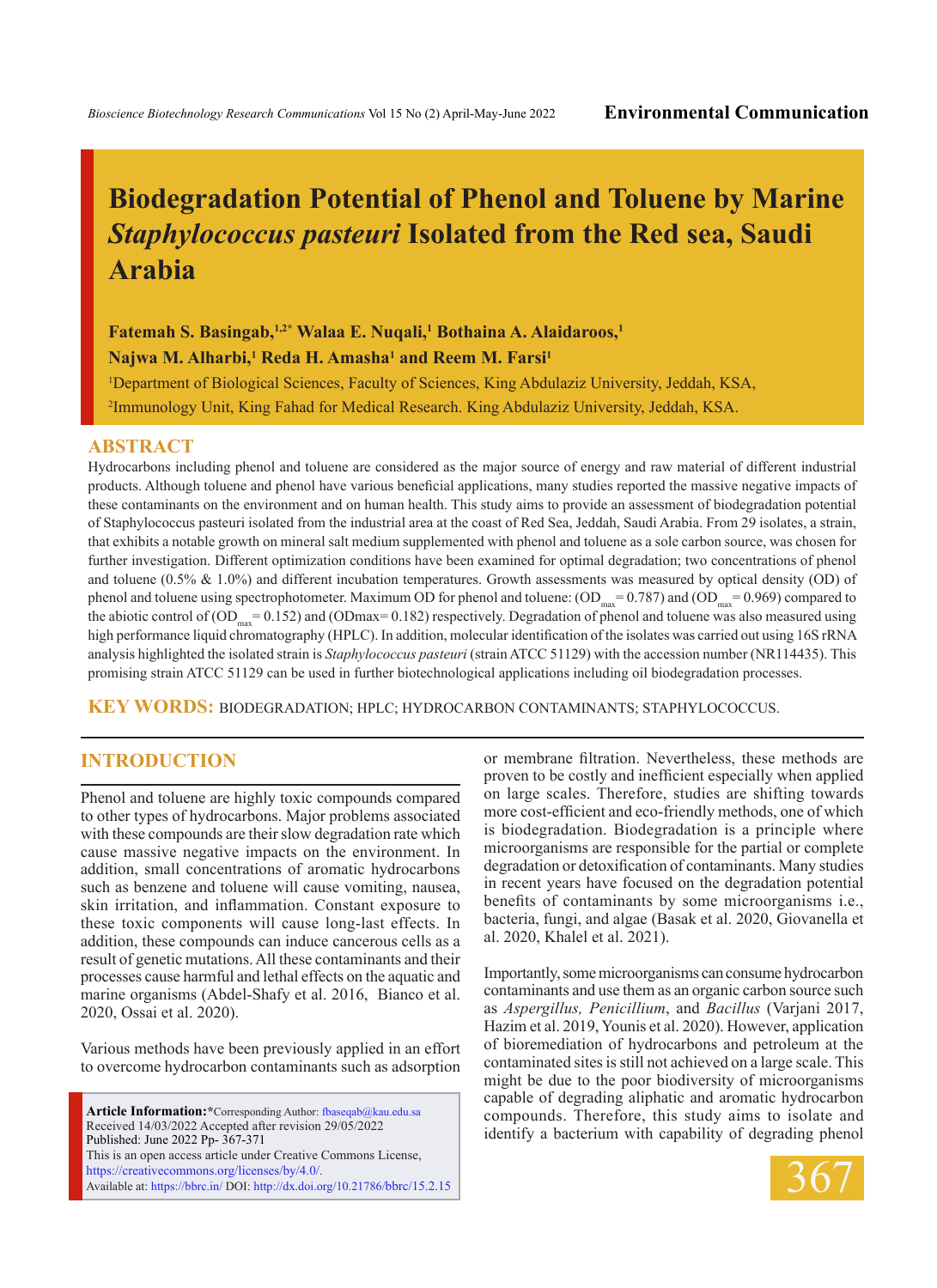# Biodegradation Potential of Phenol and Toluene by Marine *Staphylococcus pasteuri* Isolated from the Red sea, Saudi Arabia

**Fatemah S. Basingab,[1,2*] Walaa E. Nuqali,[1] Bothaina A. Alaidaroos,[1] Najwa M. Alharbi,[1] Reda H. Amasha[1] and Reem M. Farsi[1]**

[1]Department of Biological Sciences, Faculty of Sciences, King Abdulaziz University, Jeddah, KSA,

[2]Immunology Unit, King Fahad for Medical Research. King Abdulaziz University, Jeddah, KSA.

## ABSTRACT

Hydrocarbons including phenol and toluene are considered as the major source of energy and raw material of different industrial products. Although toluene and phenol have various beneficial applications, many studies reported the massive negative impacts of these contaminants on the environment and on human health. This study aims to provide an assessment of biodegradation potential of Staphylococcus pasteuri isolated from the industrial area at the coast of Red Sea, Jeddah, Saudi Arabia. From 29 isolates, a strain, that exhibits a notable growth on mineral salt medium supplemented with phenol and toluene as a sole carbon source, was chosen for further investigation. Different optimization conditions have been examined for optimal degradation; two concentrations of phenol and toluene (0.5% & 1.0%) and different incubation temperatures. Growth assessments was measured by optical density (OD) of phenol and toluene using spectrophotometer. Maximum OD for phenol and toluene: ($OD_{max}$ = 0.787) and ($OD_{max}$ = 0.969) compared to the abiotic control of ($OD_{max}$ = 0.152) and (ODmax= 0.182) respectively. Degradation of phenol and toluene was also measured using high performance liquid chromatography (HPLC). In addition, molecular identification of the isolates was carried out using 16S rRNA analysis highlighted the isolated strain is *Staphylococcus pasteuri* (strain ATCC 51129) with the accession number (NR114435). This promising strain ATCC 51129 can be used in further biotechnological applications including oil biodegradation processes.

**KEY WORDS:** BIODEGRADATION; HPLC; HYDROCARBON CONTAMINANTS; STAPHYLOCOCCUS.

## INTRODUCTION

Phenol and toluene are highly toxic compounds compared to other types of hydrocarbons. Major problems associated with these compounds are their slow degradation rate which cause massive negative impacts on the environment. In addition, small concentrations of aromatic hydrocarbons such as benzene and toluene will cause vomiting, nausea, skin irritation, and inflammation. Constant exposure to these toxic components will cause long-last effects. In addition, these compounds can induce cancerous cells as a result of genetic mutations. All these contaminants and their processes cause harmful and lethal effects on the aquatic and marine organisms (Abdel-Shafy et al. 2016, Bianco et al. 2020, Ossai et al. 2020).

Various methods have been previously applied in an effort to overcome hydrocarbon contaminants such as adsorption or membrane filtration. Nevertheless, these methods are proven to be costly and inefficient especially when applied on large scales. Therefore, studies are shifting towards more cost-efficient and eco-friendly methods, one of which is biodegradation. Biodegradation is a principle where microorganisms are responsible for the partial or complete degradation or detoxification of contaminants. Many studies in recent years have focused on the degradation potential benefits of contaminants by some microorganisms i.e., bacteria, fungi, and algae (Basak et al. 2020, Giovanella et al. 2020, Khalel et al. 2021).

Importantly, some microorganisms can consume hydrocarbon contaminants and use them as an organic carbon source such as *Aspergillus, Penicillium*, and *Bacillus* (Varjani 2017, Hazim et al. 2019, Younis et al. 2020). However, application of bioremediation of hydrocarbons and petroleum at the contaminated sites is still not achieved on a large scale. This might be due to the poor biodiversity of microorganisms capable of degrading aliphatic and aromatic hydrocarbon compounds. Therefore, this study aims to isolate and identify a bacterium with capability of degrading phenol

**Article Information:***Corresponding Author: fbaseqab@kau.edu.sa
Received 14/03/2022 Accepted after revision 29/05/2022
Published: June 2022 Pp- 367-371
This is an open access article under Creative Commons License, https://creativecommons.org/licenses/by/4.0/.
Available at: https://bbrc.in/ DOI: http://dx.doi.org/10.21786/bbrc/15.2.15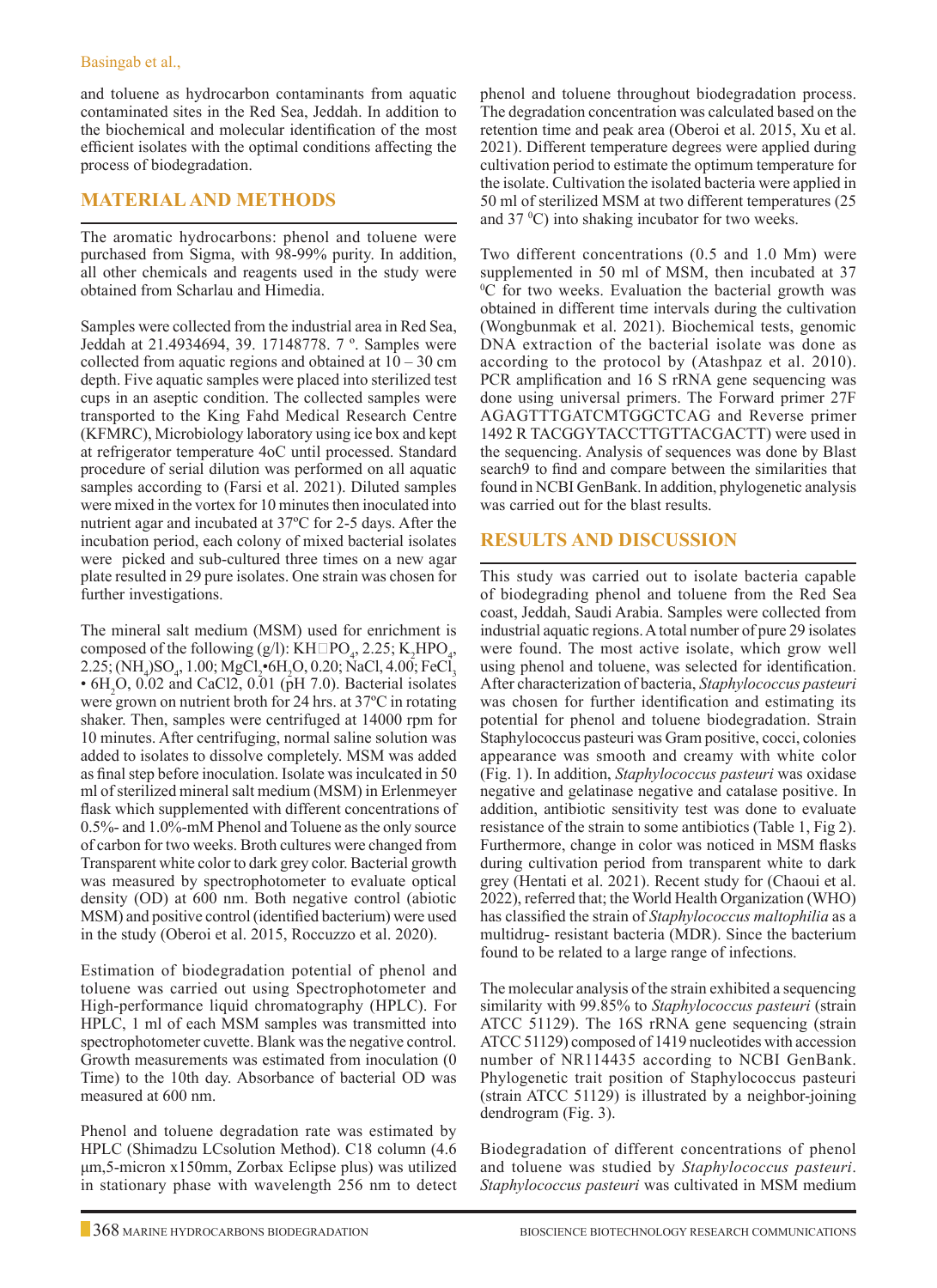and toluene as hydrocarbon contaminants from aquatic contaminated sites in the Red Sea, Jeddah. In addition to the biochemical and molecular identification of the most efficient isolates with the optimal conditions affecting the process of biodegradation.

## MATERIAL AND METHODS

The aromatic hydrocarbons: phenol and toluene were purchased from Sigma, with 98-99% purity. In addition, all other chemicals and reagents used in the study were obtained from Scharlau and Himedia.

Samples were collected from the industrial area in Red Sea, Jeddah at 21.4934694, 39. 17148778. 7 º. Samples were collected from aquatic regions and obtained at 10 – 30 cm depth. Five aquatic samples were placed into sterilized test cups in an aseptic condition. The collected samples were transported to the King Fahd Medical Research Centre (KFMRC), Microbiology laboratory using ice box and kept at refrigerator temperature 4oC until processed. Standard procedure of serial dilution was performed on all aquatic samples according to (Farsi et al. 2021). Diluted samples were mixed in the vortex for 10 minutes then inoculated into nutrient agar and incubated at 37ºC for 2-5 days. After the incubation period, each colony of mixed bacterial isolates were picked and sub-cultured three times on a new agar plate resulted in 29 pure isolates. One strain was chosen for further investigations.

The mineral salt medium (MSM) used for enrichment is composed of the following (g/l): $KH_2PO_4$, 2.25; $K_2HPO_4$, 2.25; $(NH_4)SO_4$, 1.00; $MgCl_2 \cdot 6H_2O$, 0.20; NaCl, 4.00; $FeCl_3 \cdot 6H_2O$, 0.02 and CaCl2, 0.01 (pH 7.0). Bacterial isolates were grown on nutrient broth for 24 hrs. at 37ºC in rotating shaker. Then, samples were centrifuged at 14000 rpm for 10 minutes. After centrifuging, normal saline solution was added to isolates to dissolve completely. MSM was added as final step before inoculation. Isolate was inculcated in 50 ml of sterilized mineral salt medium (MSM) in Erlenmeyer flask which supplemented with different concentrations of 0.5%- and 1.0%-mM Phenol and Toluene as the only source of carbon for two weeks. Broth cultures were changed from Transparent white color to dark grey color. Bacterial growth was measured by spectrophotometer to evaluate optical density (OD) at 600 nm. Both negative control (abiotic MSM) and positive control (identified bacterium) were used in the study (Oberoi et al. 2015, Roccuzzo et al. 2020).

Estimation of biodegradation potential of phenol and toluene was carried out using Spectrophotometer and High-performance liquid chromatography (HPLC). For HPLC, 1 ml of each MSM samples was transmitted into spectrophotometer cuvette. Blank was the negative control. Growth measurements was estimated from inoculation (0 Time) to the 10th day. Absorbance of bacterial OD was measured at 600 nm.

Phenol and toluene degradation rate was estimated by HPLC (Shimadzu LCsolution Method). C18 column (4.6 µm,5-micron x150mm, Zorbax Eclipse plus) was utilized in stationary phase with wavelength 256 nm to detect phenol and toluene throughout biodegradation process. The degradation concentration was calculated based on the retention time and peak area (Oberoi et al. 2015, Xu et al. 2021). Different temperature degrees were applied during cultivation period to estimate the optimum temperature for the isolate. Cultivation the isolated bacteria were applied in 50 ml of sterilized MSM at two different temperatures (25 and 37 ºC) into shaking incubator for two weeks.

Two different concentrations (0.5 and 1.0 Mm) were supplemented in 50 ml of MSM, then incubated at 37 ºC for two weeks. Evaluation the bacterial growth was obtained in different time intervals during the cultivation (Wongbunmak et al. 2021). Biochemical tests, genomic DNA extraction of the bacterial isolate was done as according to the protocol by (Atashpaz et al. 2010). PCR amplification and 16 S rRNA gene sequencing was done using universal primers. The Forward primer 27F AGAGTTTGATCMTGGCTCAG and Reverse primer 1492 R TACGGYTACCTTGTTACGACTT) were used in the sequencing. Analysis of sequences was done by Blast search9 to find and compare between the similarities that found in NCBI GenBank. In addition, phylogenetic analysis was carried out for the blast results.

## RESULTS AND DISCUSSION

This study was carried out to isolate bacteria capable of biodegrading phenol and toluene from the Red Sea coast, Jeddah, Saudi Arabia. Samples were collected from industrial aquatic regions. A total number of pure 29 isolates were found. The most active isolate, which grow well using phenol and toluene, was selected for identification. After characterization of bacteria, *Staphylococcus pasteuri* was chosen for further identification and estimating its potential for phenol and toluene biodegradation. Strain Staphylococcus pasteuri was Gram positive, cocci, colonies appearance was smooth and creamy with white color (Fig. 1). In addition, *Staphylococcus pasteuri* was oxidase negative and gelatinase negative and catalase positive. In addition, antibiotic sensitivity test was done to evaluate resistance of the strain to some antibiotics (Table 1, Fig 2). Furthermore, change in color was noticed in MSM flasks during cultivation period from transparent white to dark grey (Hentati et al. 2021). Recent study for (Chaoui et al. 2022), referred that; the World Health Organization (WHO) has classified the strain of *Staphylococcus maltophilia* as a multidrug- resistant bacteria (MDR). Since the bacterium found to be related to a large range of infections.

The molecular analysis of the strain exhibited a sequencing similarity with 99.85% to *Staphylococcus pasteuri* (strain ATCC 51129). The 16S rRNA gene sequencing (strain ATCC 51129) composed of 1419 nucleotides with accession number of NR114435 according to NCBI GenBank. Phylogenetic trait position of Staphylococcus pasteuri (strain ATCC 51129) is illustrated by a neighbor-joining dendrogram (Fig. 3).

Biodegradation of different concentrations of phenol and toluene was studied by *Staphylococcus pasteuri*. *Staphylococcus pasteuri* was cultivated in MSM medium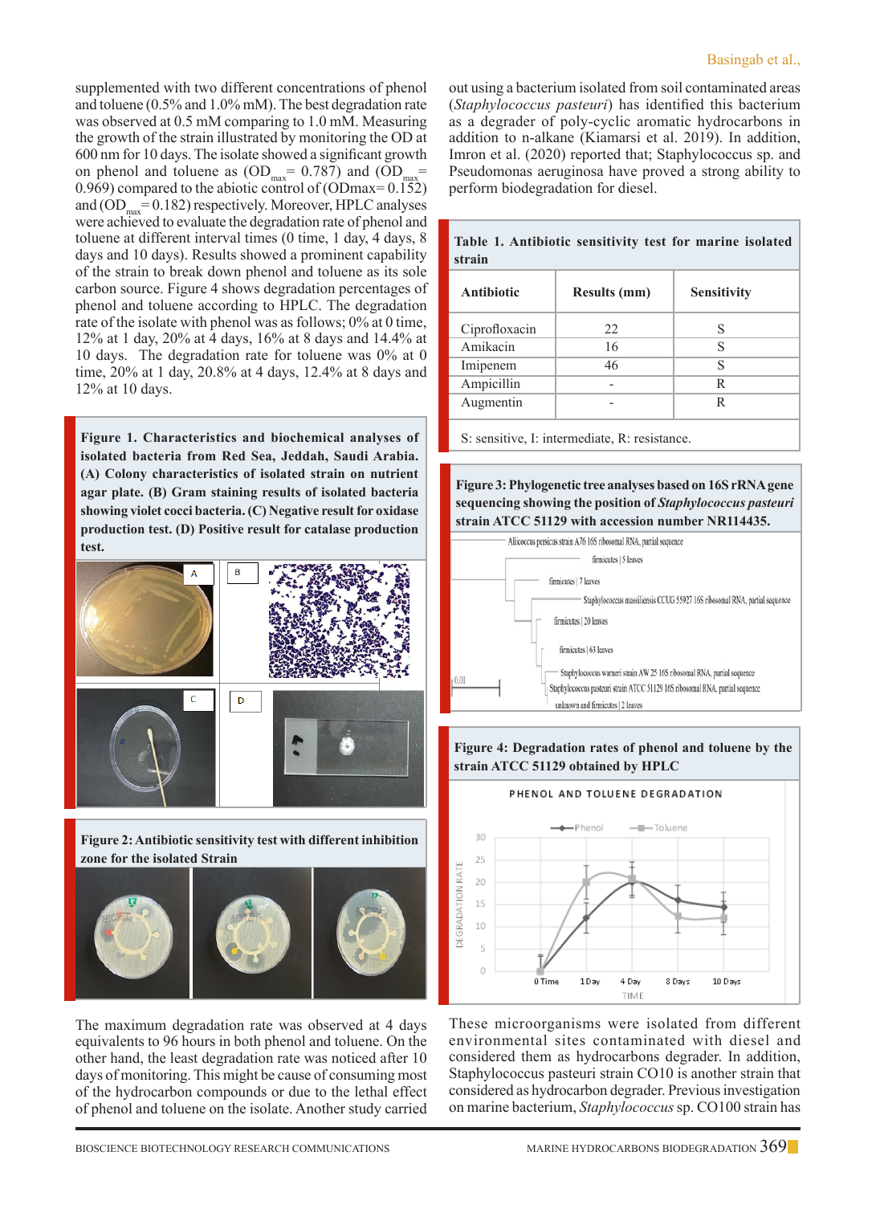supplemented with two different concentrations of phenol and toluene (0.5% and 1.0% mM). The best degradation rate was observed at 0.5 mM comparing to 1.0 mM. Measuring the growth of the strain illustrated by monitoring the OD at 600 nm for 10 days. The isolate showed a significant growth on phenol and toluene as ($OD_{max}$= 0.787) and ($OD_{max}$= 0.969) compared to the abiotic control of (ODmax= 0.152) and ($OD_{max}$ = 0.182) respectively. Moreover, HPLC analyses were achieved to evaluate the degradation rate of phenol and toluene at different interval times (0 time, 1 day, 4 days, 8 days and 10 days). Results showed a prominent capability of the strain to break down phenol and toluene as its sole carbon source. Figure 4 shows degradation percentages of phenol and toluene according to HPLC. The degradation rate of the isolate with phenol was as follows; 0% at 0 time, 12% at 1 day, 20% at 4 days, 16% at 8 days and 14.4% at 10 days. The degradation rate for toluene was 0% at 0 time, 20% at 1 day, 20.8% at 4 days, 12.4% at 8 days and 12% at 10 days.

**Figure 1. Characteristics and biochemical analyses of isolated bacteria from Red Sea, Jeddah, Saudi Arabia. (A) Colony characteristics of isolated strain on nutrient agar plate. (B) Gram staining results of isolated bacteria showing violet cocci bacteria. (C) Negative result for oxidase production test. (D) Positive result for catalase production test.**

**Figure 2: Antibiotic sensitivity test with different inhibition zone for the isolated Strain**

The maximum degradation rate was observed at 4 days equivalents to 96 hours in both phenol and toluene. On the other hand, the least degradation rate was noticed after 10 days of monitoring. This might be cause of consuming most of the hydrocarbon compounds or due to the lethal effect of phenol and toluene on the isolate. Another study carried out using a bacterium isolated from soil contaminated areas (*Staphylococcus pasteuri*) has identified this bacterium as a degrader of poly-cyclic aromatic hydrocarbons in addition to n-alkane (Kiamarsi et al. 2019). In addition, Imron et al. (2020) reported that; Staphylococcus sp. and Pseudomonas aeruginosa have proved a strong ability to perform biodegradation for diesel.

**Table 1. Antibiotic sensitivity test for marine isolated strain**

| Antibiotic | Results (mm) | Sensitivity |
|---|---|---|
| Ciprofloxacin | 22 | S |
| Amikacin | 16 | S |
| Imipenem | 46 | S |
| Ampicillin | - | R |
| Augmentin | - | R |

S: sensitive, I: intermediate, R: resistance.

**Figure 3: Phylogenetic tree analyses based on 16S rRNA gene sequencing showing the position of *Staphylococcus pasteuri* strain ATCC 51129 with accession number NR114435.**

**Figure 4: Degradation rates of phenol and toluene by the strain ATCC 51129 obtained by HPLC**

These microorganisms were isolated from different environmental sites contaminated with diesel and considered them as hydrocarbons degrader. In addition, Staphylococcus pasteuri strain CO10 is another strain that considered as hydrocarbon degrader. Previous investigation on marine bacterium, *Staphylococcus* sp. CO100 strain has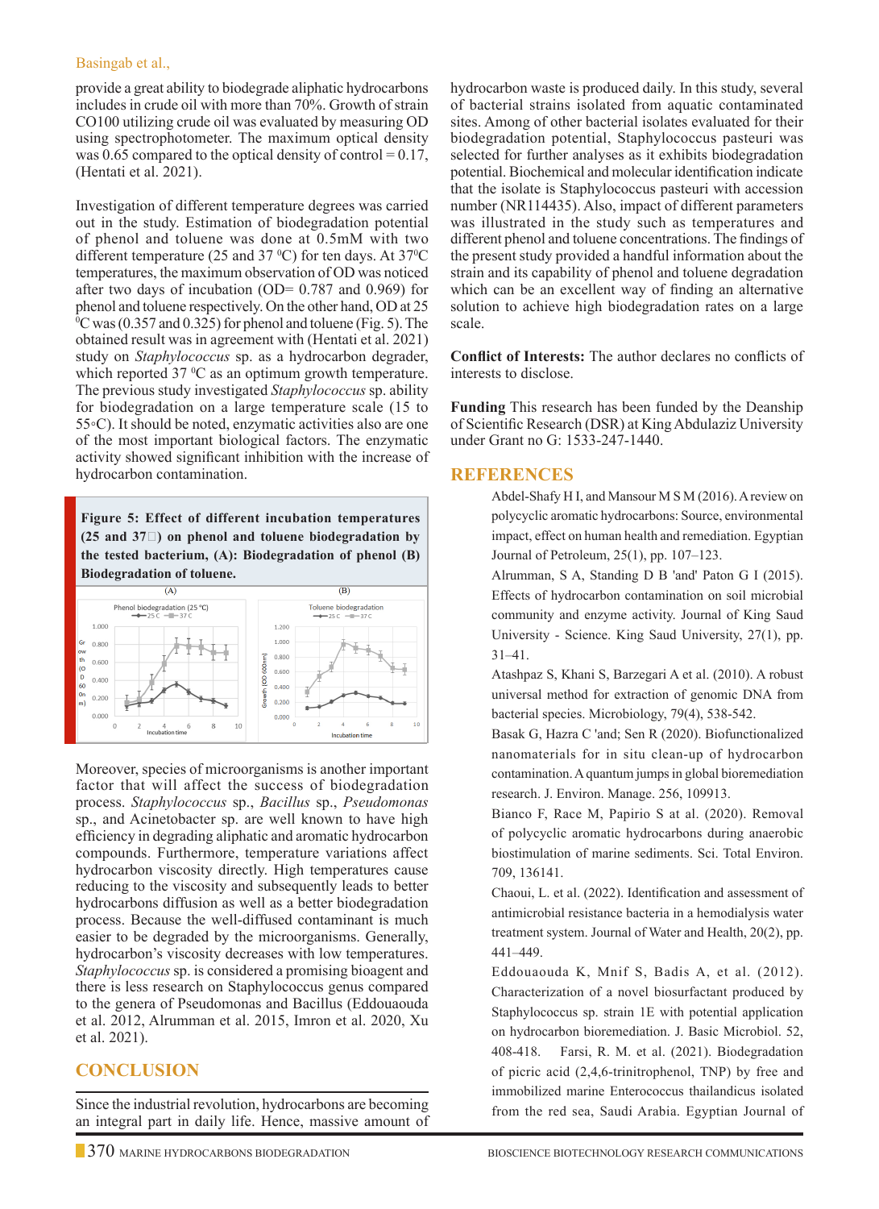provide a great ability to biodegrade aliphatic hydrocarbons includes in crude oil with more than 70%. Growth of strain CO100 utilizing crude oil was evaluated by measuring OD using spectrophotometer. The maximum optical density was 0.65 compared to the optical density of control = 0.17, (Hentati et al. 2021).

Investigation of different temperature degrees was carried out in the study. Estimation of biodegradation potential of phenol and toluene was done at 0.5mM with two different temperature (25 and 37 ⁰C) for ten days. At 37⁰C temperatures, the maximum observation of OD was noticed after two days of incubation (OD= 0.787 and 0.969) for phenol and toluene respectively. On the other hand, OD at 25 ⁰C was (0.357 and 0.325) for phenol and toluene (Fig. 5). The obtained result was in agreement with (Hentati et al. 2021) study on *Staphylococcus* sp. as a hydrocarbon degrader, which reported 37 ⁰C as an optimum growth temperature. The previous study investigated *Staphylococcus* sp. ability for biodegradation on a large temperature scale (15 to 55◦C). It should be noted, enzymatic activities also are one of the most important biological factors. The enzymatic activity showed significant inhibition with the increase of hydrocarbon contamination.

**Figure 5: Effect of different incubation temperatures (25 and 37□) on phenol and toluene biodegradation by the tested bacterium, (A): Biodegradation of phenol (B) Biodegradation of toluene.**

Moreover, species of microorganisms is another important factor that will affect the success of biodegradation process. *Staphylococcus* sp., *Bacillus* sp., *Pseudomonas* sp., and Acinetobacter sp. are well known to have high efficiency in degrading aliphatic and aromatic hydrocarbon compounds. Furthermore, temperature variations affect hydrocarbon viscosity directly. High temperatures cause reducing to the viscosity and subsequently leads to better hydrocarbons diffusion as well as a better biodegradation process. Because the well-diffused contaminant is much easier to be degraded by the microorganisms. Generally, hydrocarbon's viscosity decreases with low temperatures. *Staphylococcus* sp. is considered a promising bioagent and there is less research on Staphylococcus genus compared to the genera of Pseudomonas and Bacillus (Eddouaouda et al. 2012, Alrumman et al. 2015, Imron et al. 2020, Xu et al. 2021).

## CONCLUSION

Since the industrial revolution, hydrocarbons are becoming an integral part in daily life. Hence, massive amount of hydrocarbon waste is produced daily. In this study, several of bacterial strains isolated from aquatic contaminated sites. Among of other bacterial isolates evaluated for their biodegradation potential, Staphylococcus pasteuri was selected for further analyses as it exhibits biodegradation potential. Biochemical and molecular identification indicate that the isolate is Staphylococcus pasteuri with accession number (NR114435). Also, impact of different parameters was illustrated in the study such as temperatures and different phenol and toluene concentrations. The findings of the present study provided a handful information about the strain and its capability of phenol and toluene degradation which can be an excellent way of finding an alternative solution to achieve high biodegradation rates on a large scale.

**Conflict of Interests:** The author declares no conflicts of interests to disclose.

**Funding** This research has been funded by the Deanship of Scientific Research (DSR) at King Abdulaziz University under Grant no G: 1533-247-1440.

## REFERENCES

Abdel-Shafy H I, and Mansour M S M (2016). A review on polycyclic aromatic hydrocarbons: Source, environmental impact, effect on human health and remediation. Egyptian Journal of Petroleum, 25(1), pp. 107–123.

Alrumman, S A, Standing D B 'and' Paton G I (2015). Effects of hydrocarbon contamination on soil microbial community and enzyme activity. Journal of King Saud University - Science. King Saud University, 27(1), pp. 31–41.

Atashpaz S, Khani S, Barzegari A et al. (2010). A robust universal method for extraction of genomic DNA from bacterial species. Microbiology, 79(4), 538-542.

Basak G, Hazra C 'and; Sen R (2020). Biofunctionalized nanomaterials for in situ clean-up of hydrocarbon contamination. A quantum jumps in global bioremediation research. J. Environ. Manage. 256, 109913.

Bianco F, Race M, Papirio S at al. (2020). Removal of polycyclic aromatic hydrocarbons during anaerobic biostimulation of marine sediments. Sci. Total Environ. 709, 136141.

Chaoui, L. et al. (2022). Identification and assessment of antimicrobial resistance bacteria in a hemodialysis water treatment system. Journal of Water and Health, 20(2), pp. 441–449.

Eddouaouda K, Mnif S, Badis A, et al. (2012). Characterization of a novel biosurfactant produced by Staphylococcus sp. strain 1E with potential application on hydrocarbon bioremediation. J. Basic Microbiol. 52, 408-418.

Farsi, R. M. et al. (2021). Biodegradation of picric acid (2,4,6-trinitrophenol, TNP) by free and immobilized marine Enterococcus thailandicus isolated from the red sea, Saudi Arabia. Egyptian Journal of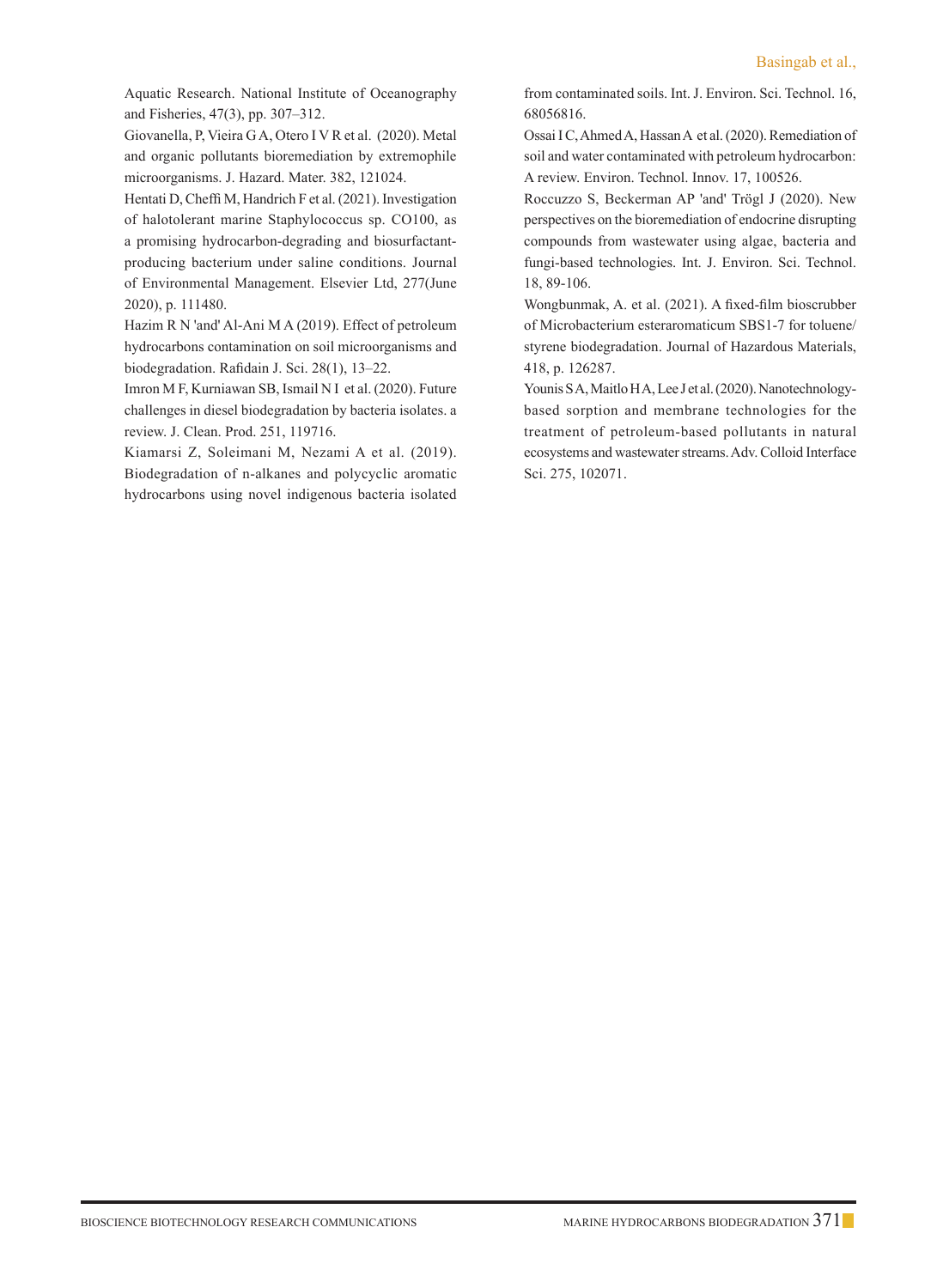Aquatic Research. National Institute of Oceanography and Fisheries, 47(3), pp. 307–312.

Giovanella, P, Vieira G A, Otero I V R et al. (2020). Metal and organic pollutants bioremediation by extremophile microorganisms. J. Hazard. Mater. 382, 121024.

Hentati D, Cheffi M, Handrich F et al. (2021). Investigation of halotolerant marine Staphylococcus sp. CO100, as a promising hydrocarbon-degrading and biosurfactant-producing bacterium under saline conditions. Journal of Environmental Management. Elsevier Ltd, 277(June 2020), p. 111480.

Hazim R N 'and' Al-Ani M A (2019). Effect of petroleum hydrocarbons contamination on soil microorganisms and biodegradation. Rafidain J. Sci. 28(1), 13–22.

Imron M F, Kurniawan SB, Ismail N I et al. (2020). Future challenges in diesel biodegradation by bacteria isolates. a review. J. Clean. Prod. 251, 119716.

Kiamarsi Z, Soleimani M, Nezami A et al. (2019). Biodegradation of n-alkanes and polycyclic aromatic hydrocarbons using novel indigenous bacteria isolated from contaminated soils. Int. J. Environ. Sci. Technol. 16, 68056816.

Ossai I C, Ahmed A, Hassan A et al. (2020). Remediation of soil and water contaminated with petroleum hydrocarbon: A review. Environ. Technol. Innov. 17, 100526.

Roccuzzo S, Beckerman AP 'and' Trögl J (2020). New perspectives on the bioremediation of endocrine disrupting compounds from wastewater using algae, bacteria and fungi-based technologies. Int. J. Environ. Sci. Technol. 18, 89-106.

Wongbunmak, A. et al. (2021). A fixed-film bioscrubber of Microbacterium esteraromaticum SBS1-7 for toluene/styrene biodegradation. Journal of Hazardous Materials, 418, p. 126287.

Younis S A, Maitlo H A, Lee J et al. (2020). Nanotechnology-based sorption and membrane technologies for the treatment of petroleum-based pollutants in natural ecosystems and wastewater streams. Adv. Colloid Interface Sci. 275, 102071.